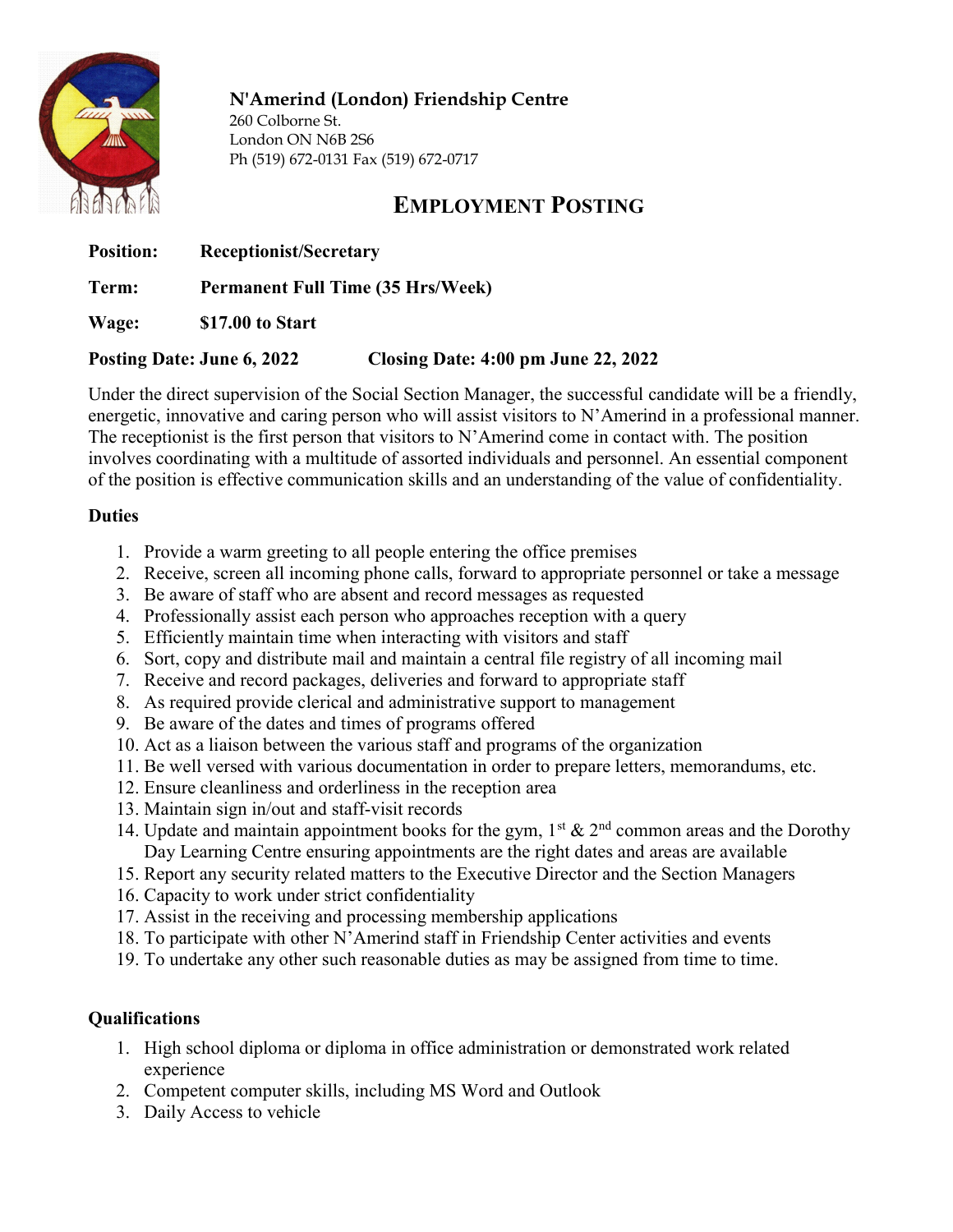**N'Amerind (London) Friendship Centre**
260 Colborne St.
London ON N6B 2S6
Ph (519) 672-0131 Fax (519) 672-0717

# EMPLOYMENT POSTING

**Position:** **Receptionist/Secretary**

**Term:** **Permanent Full Time (35 Hrs/Week)**

**Wage:** **$17.00 to Start**

**Posting Date: June 6, 2022** **Closing Date: 4:00 pm June 22, 2022**

Under the direct supervision of the Social Section Manager, the successful candidate will be a friendly, energetic, innovative and caring person who will assist visitors to N'Amerind in a professional manner. The receptionist is the first person that visitors to N'Amerind come in contact with. The position involves coordinating with a multitude of assorted individuals and personnel. An essential component of the position is effective communication skills and an understanding of the value of confidentiality.

## Duties

1. Provide a warm greeting to all people entering the office premises
2. Receive, screen all incoming phone calls, forward to appropriate personnel or take a message
3. Be aware of staff who are absent and record messages as requested
4. Professionally assist each person who approaches reception with a query
5. Efficiently maintain time when interacting with visitors and staff
6. Sort, copy and distribute mail and maintain a central file registry of all incoming mail
7. Receive and record packages, deliveries and forward to appropriate staff
8. As required provide clerical and administrative support to management
9. Be aware of the dates and times of programs offered
10. Act as a liaison between the various staff and programs of the organization
11. Be well versed with various documentation in order to prepare letters, memorandums, etc.
12. Ensure cleanliness and orderliness in the reception area
13. Maintain sign in/out and staff-visit records
14. Update and maintain appointment books for the gym, 1st & 2nd common areas and the Dorothy Day Learning Centre ensuring appointments are the right dates and areas are available
15. Report any security related matters to the Executive Director and the Section Managers
16. Capacity to work under strict confidentiality
17. Assist in the receiving and processing membership applications
18. To participate with other N'Amerind staff in Friendship Center activities and events
19. To undertake any other such reasonable duties as may be assigned from time to time.

## Qualifications

1. High school diploma or diploma in office administration or demonstrated work related experience
2. Competent computer skills, including MS Word and Outlook
3. Daily Access to vehicle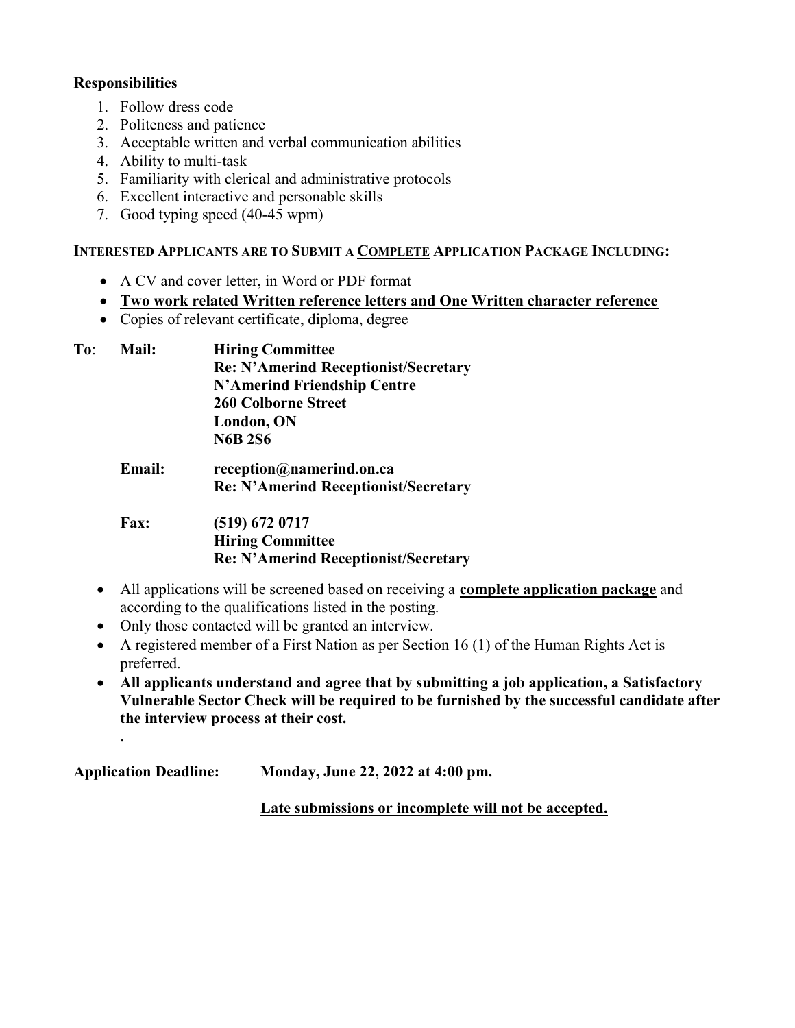**Responsibilities**

1. Follow dress code
2. Politeness and patience
3. Acceptable written and verbal communication abilities
4. Ability to multi-task
5. Familiarity with clerical and administrative protocols
6. Excellent interactive and personable skills
7. Good typing speed (40-45 wpm)

**INTERESTED APPLICANTS ARE TO SUBMIT A COMPLETE APPLICATION PACKAGE INCLUDING:**

- A CV and cover letter, in Word or PDF format
- **Two work related Written reference letters and One Written character reference**
- Copies of relevant certificate, diploma, degree

**To**: **Mail:** **Hiring Committee**
**Re: N'Amerind Receptionist/Secretary**
**N'Amerind Friendship Centre**
**260 Colborne Street**
**London, ON**
**N6B 2S6**

**Email:** **reception@namerind.on.ca**
**Re: N'Amerind Receptionist/Secretary**

**Fax:** **(519) 672 0717**
**Hiring Committee**
**Re: N'Amerind Receptionist/Secretary**

- All applications will be screened based on receiving a **complete application package** and according to the qualifications listed in the posting.
- Only those contacted will be granted an interview.
- A registered member of a First Nation as per Section 16 (1) of the Human Rights Act is preferred.
- **All applicants understand and agree that by submitting a job application, a Satisfactory Vulnerable Sector Check will be required to be furnished by the successful candidate after the interview process at their cost.**

.

**Application Deadline:** **Monday, June 22, 2022 at 4:00 pm.**

**Late submissions or incomplete will not be accepted.**